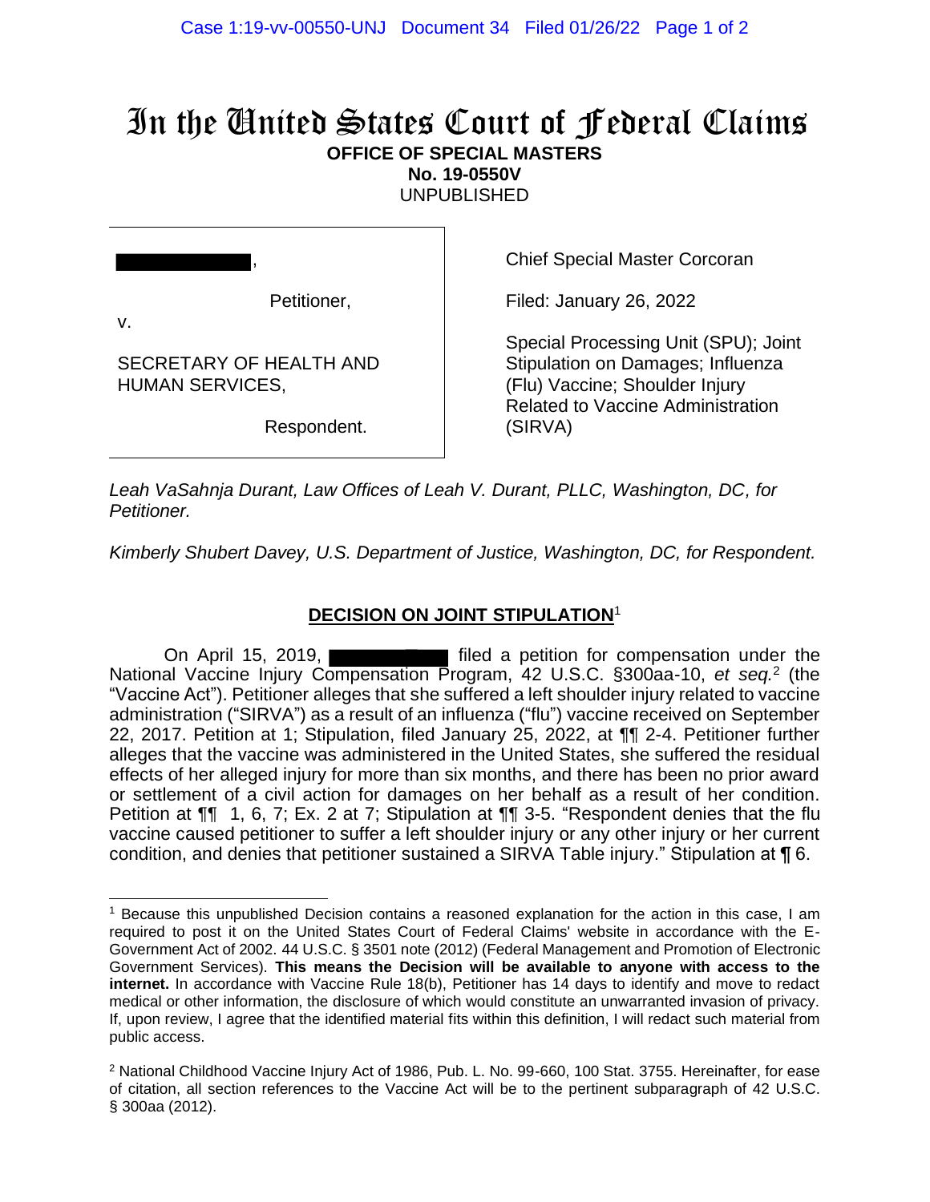# In the United States Court of Federal Claims

**OFFICE OF SPECIAL MASTERS**
**No. 19-0550V**
UNPUBLISHED

████████,

Petitioner,

v.

SECRETARY OF HEALTH AND HUMAN SERVICES,

Respondent.

Chief Special Master Corcoran

Filed: January 26, 2022

Special Processing Unit (SPU); Joint Stipulation on Damages; Influenza (Flu) Vaccine; Shoulder Injury Related to Vaccine Administration (SIRVA)

*Leah VaSahnja Durant, Law Offices of Leah V. Durant, PLLC, Washington, DC, for Petitioner.*

*Kimberly Shubert Davey, U.S. Department of Justice, Washington, DC, for Respondent.*

## DECISION ON JOINT STIPULATION[1]

On April 15, 2019, ████████ filed a petition for compensation under the National Vaccine Injury Compensation Program, 42 U.S.C. §300aa-10, *et seq.*[2] (the "Vaccine Act"). Petitioner alleges that she suffered a left shoulder injury related to vaccine administration ("SIRVA") as a result of an influenza ("flu") vaccine received on September 22, 2017. Petition at 1; Stipulation, filed January 25, 2022, at ¶¶ 2-4. Petitioner further alleges that the vaccine was administered in the United States, she suffered the residual effects of her alleged injury for more than six months, and there has been no prior award or settlement of a civil action for damages on her behalf as a result of her condition. Petition at ¶¶ 1, 6, 7; Ex. 2 at 7; Stipulation at ¶¶ 3-5. "Respondent denies that the flu vaccine caused petitioner to suffer a left shoulder injury or any other injury or her current condition, and denies that petitioner sustained a SIRVA Table injury." Stipulation at ¶ 6.

---

[1] Because this unpublished Decision contains a reasoned explanation for the action in this case, I am required to post it on the United States Court of Federal Claims' website in accordance with the E-Government Act of 2002. 44 U.S.C. § 3501 note (2012) (Federal Management and Promotion of Electronic Government Services). **This means the Decision will be available to anyone with access to the internet.** In accordance with Vaccine Rule 18(b), Petitioner has 14 days to identify and move to redact medical or other information, the disclosure of which would constitute an unwarranted invasion of privacy. If, upon review, I agree that the identified material fits within this definition, I will redact such material from public access.

[2] National Childhood Vaccine Injury Act of 1986, Pub. L. No. 99-660, 100 Stat. 3755. Hereinafter, for ease of citation, all section references to the Vaccine Act will be to the pertinent subparagraph of 42 U.S.C. § 300aa (2012).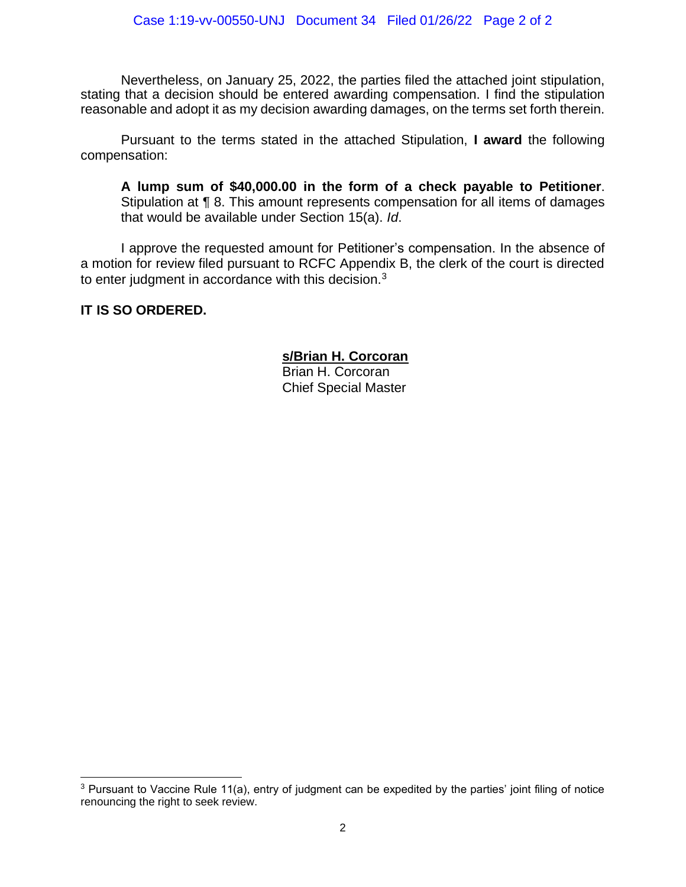Nevertheless, on January 25, 2022, the parties filed the attached joint stipulation, stating that a decision should be entered awarding compensation. I find the stipulation reasonable and adopt it as my decision awarding damages, on the terms set forth therein.

Pursuant to the terms stated in the attached Stipulation, **I award** the following compensation:

> **A lump sum of $40,000.00 in the form of a check payable to Petitioner**. Stipulation at ¶ 8. This amount represents compensation for all items of damages that would be available under Section 15(a). *Id*.

I approve the requested amount for Petitioner's compensation. In the absence of a motion for review filed pursuant to RCFC Appendix B, the clerk of the court is directed to enter judgment in accordance with this decision.[3]

**IT IS SO ORDERED.**

**s/Brian H. Corcoran**
Brian H. Corcoran
Chief Special Master

---

[3] Pursuant to Vaccine Rule 11(a), entry of judgment can be expedited by the parties' joint filing of notice renouncing the right to seek review.